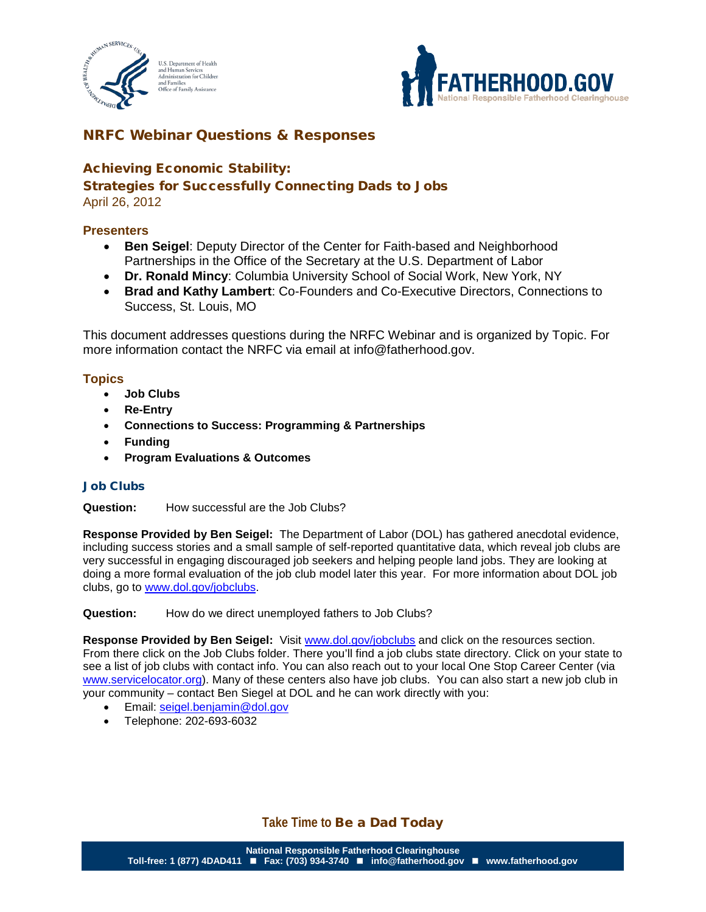# NRFC Webinar Questions & Responses

## Achieving Economic Stability: Strategies for Successfully Connecting Dads to Jobs

April 26, 2012

### Presenters

- **Ben Seigel**: Deputy Director of the Center for Faith-based and Neighborhood Partnerships in the Office of the Secretary at the U.S. Department of Labor
- **Dr. Ronald Mincy**: Columbia University School of Social Work, New York, NY
- **Brad and Kathy Lambert**: Co-Founders and Co-Executive Directors, Connections to Success, St. Louis, MO

This document addresses questions during the NRFC Webinar and is organized by Topic. For more information contact the NRFC via email at info@fatherhood.gov.

### Topics

- **Job Clubs**
- **Re-Entry**
- **Connections to Success: Programming & Partnerships**
- **Funding**
- **Program Evaluations & Outcomes**

### Job Clubs

**Question:** How successful are the Job Clubs?

**Response Provided by Ben Seigel:** The Department of Labor (DOL) has gathered anecdotal evidence, including success stories and a small sample of self-reported quantitative data, which reveal job clubs are very successful in engaging discouraged job seekers and helping people land jobs. They are looking at doing a more formal evaluation of the job club model later this year. For more information about DOL job clubs, go to www.dol.gov/jobclubs.

**Question:** How do we direct unemployed fathers to Job Clubs?

**Response Provided by Ben Seigel:** Visit www.dol.gov/jobclubs and click on the resources section. From there click on the Job Clubs folder. There you'll find a job clubs state directory. Click on your state to see a list of job clubs with contact info. You can also reach out to your local One Stop Career Center (via www.servicelocator.org). Many of these centers also have job clubs. You can also start a new job club in your community – contact Ben Siegel at DOL and he can work directly with you:

- Email: seigel.benjamin@dol.gov
- Telephone: 202-693-6032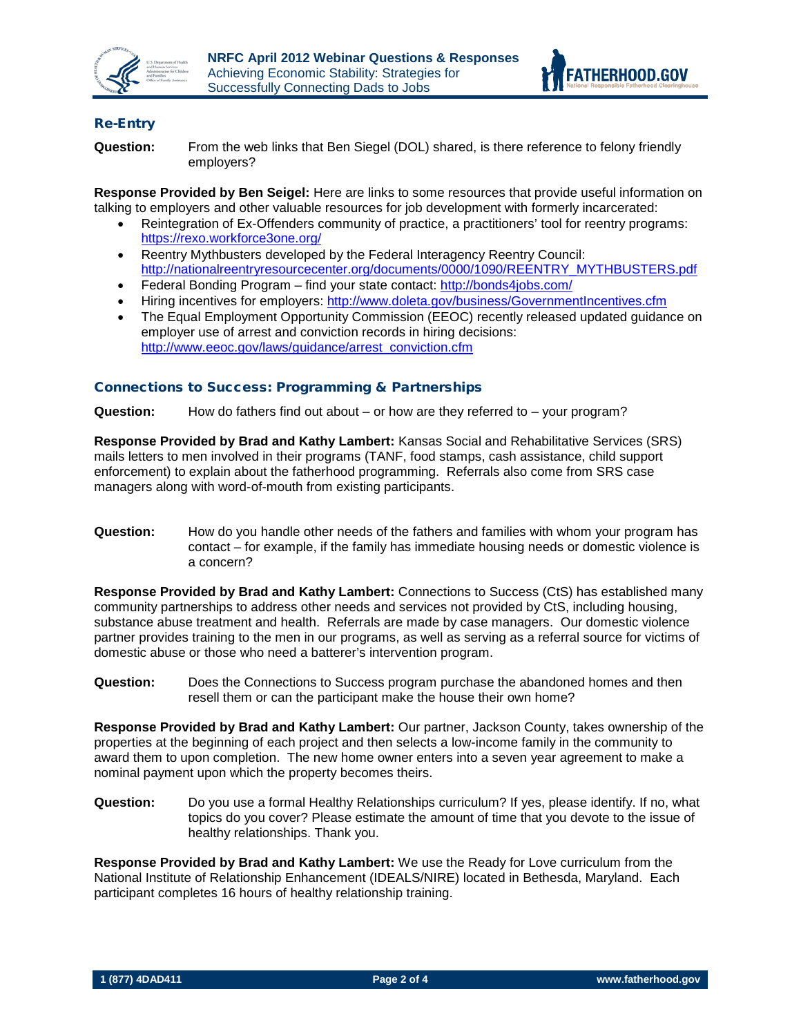## Re-Entry

**Question:** From the web links that Ben Siegel (DOL) shared, is there reference to felony friendly employers?

**Response Provided by Ben Seigel:** Here are links to some resources that provide useful information on talking to employers and other valuable resources for job development with formerly incarcerated:

- Reintegration of Ex-Offenders community of practice, a practitioners' tool for reentry programs: https://rexo.workforce3one.org/
- Reentry Mythbusters developed by the Federal Interagency Reentry Council: http://nationalreentryresourcecenter.org/documents/0000/1090/REENTRY_MYTHBUSTERS.pdf
- Federal Bonding Program – find your state contact: http://bonds4jobs.com/
- Hiring incentives for employers: http://www.doleta.gov/business/GovernmentIncentives.cfm
- The Equal Employment Opportunity Commission (EEOC) recently released updated guidance on employer use of arrest and conviction records in hiring decisions: http://www.eeoc.gov/laws/guidance/arrest_conviction.cfm

## Connections to Success: Programming & Partnerships

**Question:** How do fathers find out about – or how are they referred to – your program?

**Response Provided by Brad and Kathy Lambert:** Kansas Social and Rehabilitative Services (SRS) mails letters to men involved in their programs (TANF, food stamps, cash assistance, child support enforcement) to explain about the fatherhood programming. Referrals also come from SRS case managers along with word-of-mouth from existing participants.

**Question:** How do you handle other needs of the fathers and families with whom your program has contact – for example, if the family has immediate housing needs or domestic violence is a concern?

**Response Provided by Brad and Kathy Lambert:** Connections to Success (CtS) has established many community partnerships to address other needs and services not provided by CtS, including housing, substance abuse treatment and health. Referrals are made by case managers. Our domestic violence partner provides training to the men in our programs, as well as serving as a referral source for victims of domestic abuse or those who need a batterer's intervention program.

**Question:** Does the Connections to Success program purchase the abandoned homes and then resell them or can the participant make the house their own home?

**Response Provided by Brad and Kathy Lambert:** Our partner, Jackson County, takes ownership of the properties at the beginning of each project and then selects a low-income family in the community to award them to upon completion. The new home owner enters into a seven year agreement to make a nominal payment upon which the property becomes theirs.

**Question:** Do you use a formal Healthy Relationships curriculum? If yes, please identify. If no, what topics do you cover? Please estimate the amount of time that you devote to the issue of healthy relationships. Thank you.

**Response Provided by Brad and Kathy Lambert:** We use the Ready for Love curriculum from the National Institute of Relationship Enhancement (IDEALS/NIRE) located in Bethesda, Maryland. Each participant completes 16 hours of healthy relationship training.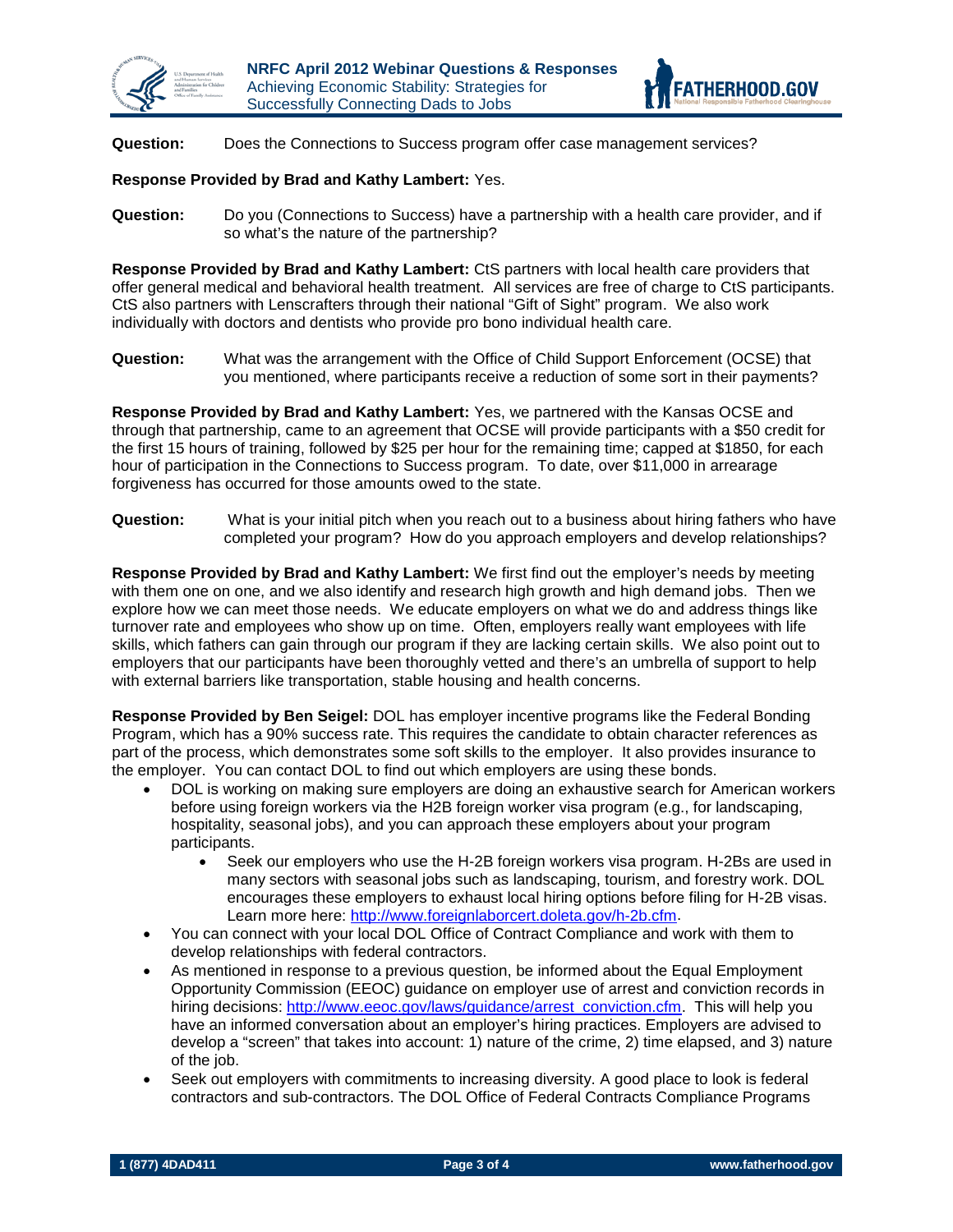**Question:** Does the Connections to Success program offer case management services?

**Response Provided by Brad and Kathy Lambert:** Yes.

**Question:** Do you (Connections to Success) have a partnership with a health care provider, and if so what's the nature of the partnership?

**Response Provided by Brad and Kathy Lambert:** CtS partners with local health care providers that offer general medical and behavioral health treatment. All services are free of charge to CtS participants. CtS also partners with Lenscrafters through their national "Gift of Sight" program. We also work individually with doctors and dentists who provide pro bono individual health care.

**Question:** What was the arrangement with the Office of Child Support Enforcement (OCSE) that you mentioned, where participants receive a reduction of some sort in their payments?

**Response Provided by Brad and Kathy Lambert:** Yes, we partnered with the Kansas OCSE and through that partnership, came to an agreement that OCSE will provide participants with a $50 credit for the first 15 hours of training, followed by $25 per hour for the remaining time; capped at $1850, for each hour of participation in the Connections to Success program. To date, over $11,000 in arrearage forgiveness has occurred for those amounts owed to the state.

**Question:** What is your initial pitch when you reach out to a business about hiring fathers who have completed your program? How do you approach employers and develop relationships?

**Response Provided by Brad and Kathy Lambert:** We first find out the employer's needs by meeting with them one on one, and we also identify and research high growth and high demand jobs. Then we explore how we can meet those needs. We educate employers on what we do and address things like turnover rate and employees who show up on time. Often, employers really want employees with life skills, which fathers can gain through our program if they are lacking certain skills. We also point out to employers that our participants have been thoroughly vetted and there's an umbrella of support to help with external barriers like transportation, stable housing and health concerns.

**Response Provided by Ben Seigel:** DOL has employer incentive programs like the Federal Bonding Program, which has a 90% success rate. This requires the candidate to obtain character references as part of the process, which demonstrates some soft skills to the employer. It also provides insurance to the employer. You can contact DOL to find out which employers are using these bonds.

- DOL is working on making sure employers are doing an exhaustive search for American workers before using foreign workers via the H2B foreign worker visa program (e.g., for landscaping, hospitality, seasonal jobs), and you can approach these employers about your program participants.
    - Seek our employers who use the H-2B foreign workers visa program. H-2Bs are used in many sectors with seasonal jobs such as landscaping, tourism, and forestry work. DOL encourages these employers to exhaust local hiring options before filing for H-2B visas. Learn more here: http://www.foreignlaborcert.doleta.gov/h-2b.cfm.
- You can connect with your local DOL Office of Contract Compliance and work with them to develop relationships with federal contractors.
- As mentioned in response to a previous question, be informed about the Equal Employment Opportunity Commission (EEOC) guidance on employer use of arrest and conviction records in hiring decisions: http://www.eeoc.gov/laws/guidance/arrest_conviction.cfm. This will help you have an informed conversation about an employer's hiring practices. Employers are advised to develop a "screen" that takes into account: 1) nature of the crime, 2) time elapsed, and 3) nature of the job.
- Seek out employers with commitments to increasing diversity. A good place to look is federal contractors and sub-contractors. The DOL Office of Federal Contracts Compliance Programs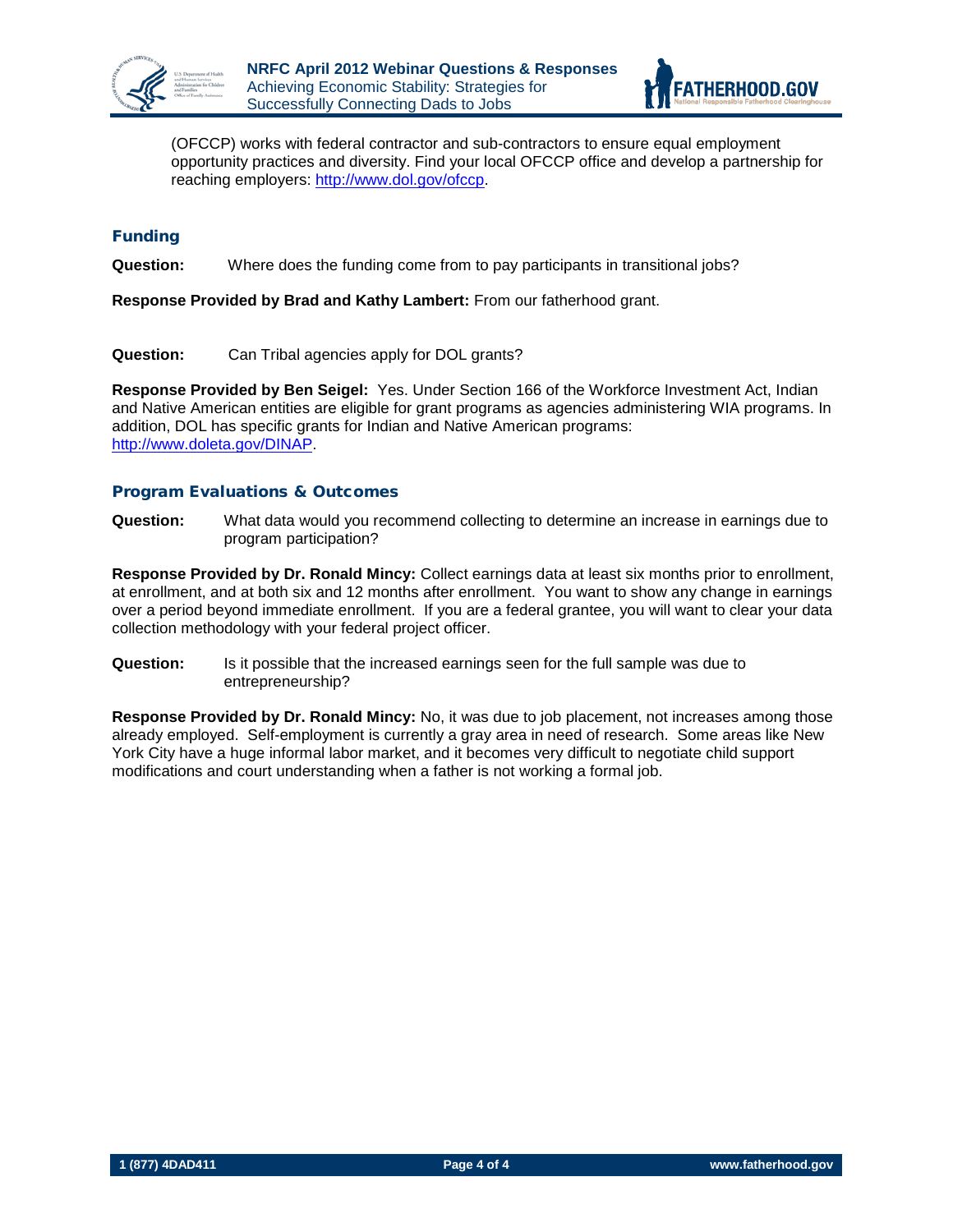(OFCCP) works with federal contractor and sub-contractors to ensure equal employment opportunity practices and diversity. Find your local OFCCP office and develop a partnership for reaching employers: http://www.dol.gov/ofccp.

## Funding

**Question:** Where does the funding come from to pay participants in transitional jobs?

**Response Provided by Brad and Kathy Lambert:** From our fatherhood grant.

**Question:** Can Tribal agencies apply for DOL grants?

**Response Provided by Ben Seigel:** Yes. Under Section 166 of the Workforce Investment Act, Indian and Native American entities are eligible for grant programs as agencies administering WIA programs. In addition, DOL has specific grants for Indian and Native American programs: http://www.doleta.gov/DINAP.

## Program Evaluations & Outcomes

**Question:** What data would you recommend collecting to determine an increase in earnings due to program participation?

**Response Provided by Dr. Ronald Mincy:** Collect earnings data at least six months prior to enrollment, at enrollment, and at both six and 12 months after enrollment. You want to show any change in earnings over a period beyond immediate enrollment. If you are a federal grantee, you will want to clear your data collection methodology with your federal project officer.

**Question:** Is it possible that the increased earnings seen for the full sample was due to entrepreneurship?

**Response Provided by Dr. Ronald Mincy:** No, it was due to job placement, not increases among those already employed. Self-employment is currently a gray area in need of research. Some areas like New York City have a huge informal labor market, and it becomes very difficult to negotiate child support modifications and court understanding when a father is not working a formal job.